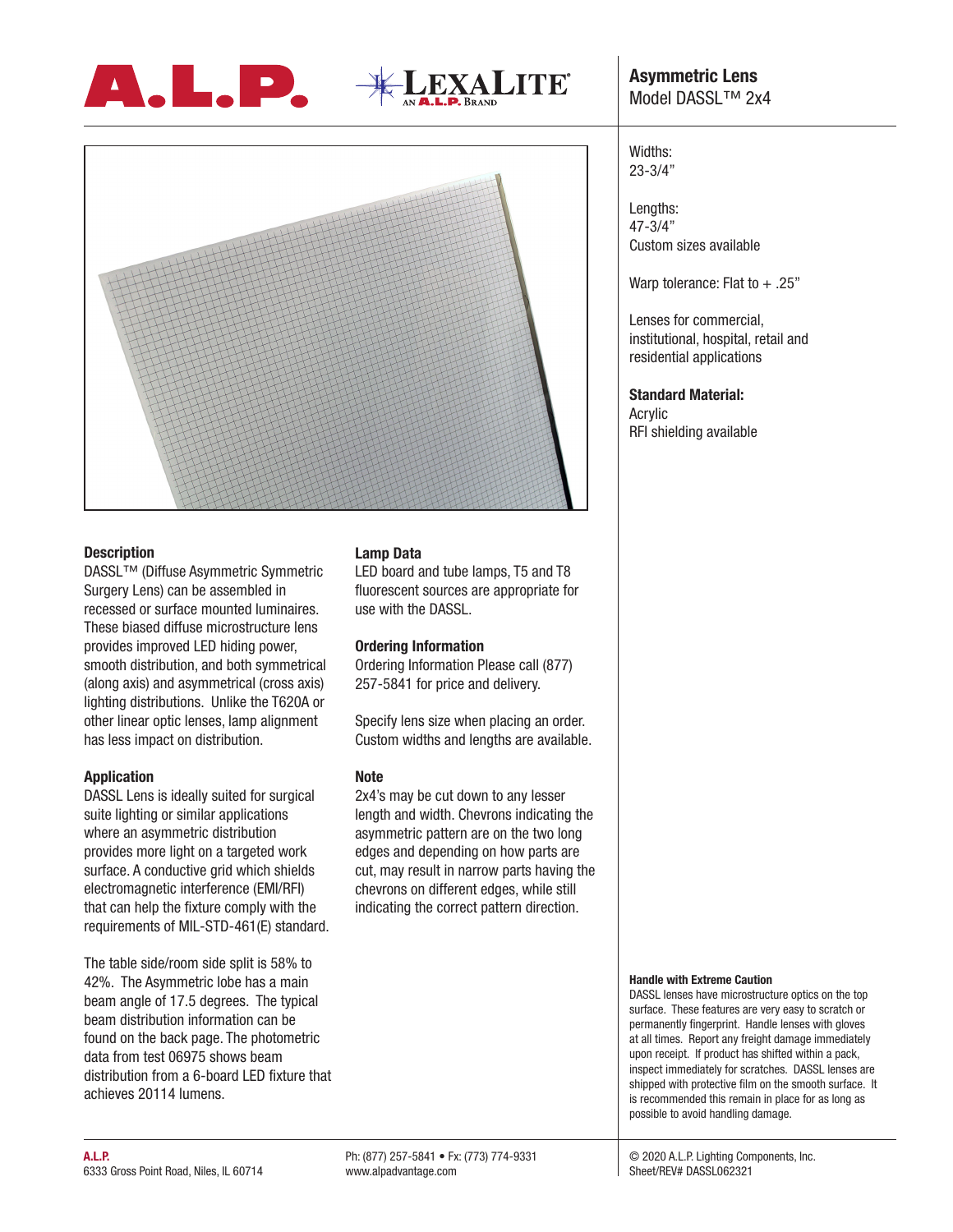A.L.P. LEXALITE AN A.L.P. BRAND

# Asymmetric Lens

Model DASSL™ 2x4

Widths:
23-3/4"

Lengths:
47-3/4"
Custom sizes available

Warp tolerance: Flat to + .25"

Lenses for commercial, institutional, hospital, retail and residential applications

**Standard Material:**
Acrylic
RFI shielding available

## Description

DASSL™ (Diffuse Asymmetric Symmetric Surgery Lens) can be assembled in recessed or surface mounted luminaires. These biased diffuse microstructure lens provides improved LED hiding power, smooth distribution, and both symmetrical (along axis) and asymmetrical (cross axis) lighting distributions. Unlike the T620A or other linear optic lenses, lamp alignment has less impact on distribution.

## Application

DASSL Lens is ideally suited for surgical suite lighting or similar applications where an asymmetric distribution provides more light on a targeted work surface. A conductive grid which shields electromagnetic interference (EMI/RFI) that can help the fixture comply with the requirements of MIL-STD-461(E) standard.

The table side/room side split is 58% to 42%. The Asymmetric lobe has a main beam angle of 17.5 degrees. The typical beam distribution information can be found on the back page. The photometric data from test 06975 shows beam distribution from a 6-board LED fixture that achieves 20114 lumens.

## Lamp Data

LED board and tube lamps, T5 and T8 fluorescent sources are appropriate for use with the DASSL.

## Ordering Information

Ordering Information Please call (877) 257-5841 for price and delivery.

Specify lens size when placing an order. Custom widths and lengths are available.

## Note

2x4's may be cut down to any lesser length and width. Chevrons indicating the asymmetric pattern are on the two long edges and depending on how parts are cut, may result in narrow parts having the chevrons on different edges, while still indicating the correct pattern direction.

**Handle with Extreme Caution**

DASSL lenses have microstructure optics on the top surface. These features are very easy to scratch or permanently fingerprint. Handle lenses with gloves at all times. Report any freight damage immediately upon receipt. If product has shifted within a pack, inspect immediately for scratches. DASSL lenses are shipped with protective film on the smooth surface. It is recommended this remain in place for as long as possible to avoid handling damage.

**A.L.P.**
6333 Gross Point Road, Niles, IL 60714

Ph: (877) 257-5841 • Fx: (773) 774-9331
www.alpadvantage.com

© 2020 A.L.P. Lighting Components, Inc.
Sheet/REV# DASSL062321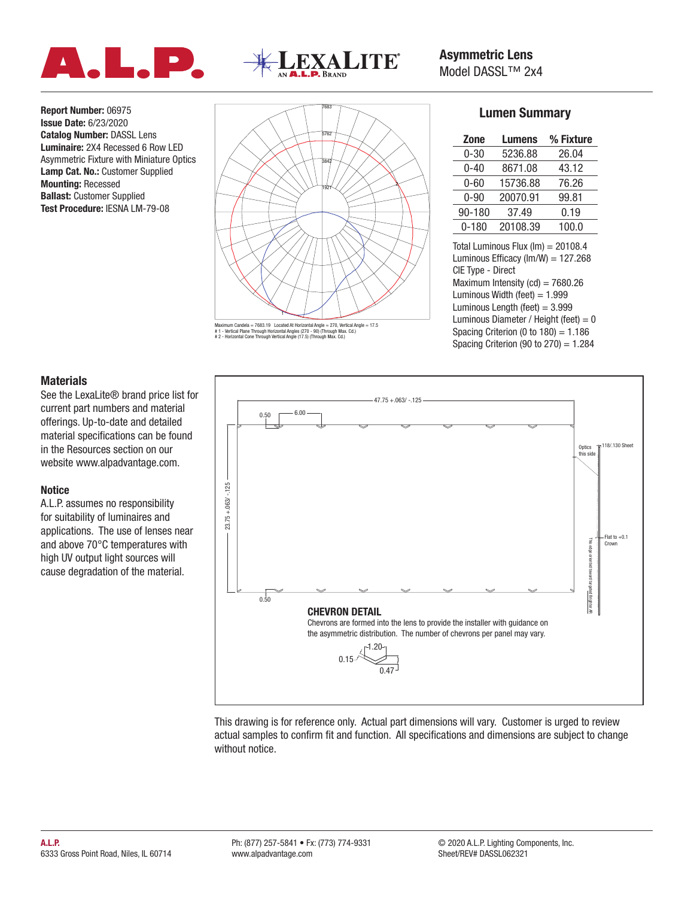A.L.P. LEXALITE AN A.L.P. BRAND

# Asymmetric Lens

Model DASSL™ 2x4

**Report Number:** 06975
**Issue Date:** 6/23/2020
**Catalog Number:** DASSL Lens
**Luminaire:** 2X4 Recessed 6 Row LED Asymmetric Fixture with Miniature Optics
**Lamp Cat. No.:** Customer Supplied
**Mounting:** Recessed
**Ballast:** Customer Supplied
**Test Procedure:** IESNA LM-79-08

7683
5762
3842
1921
2
1

Maximum Candela = 7683.19 Located At Horizontal Angle = 270, Vertical Angle = 17.5
# 1 - Vertical Plane Through Horizontal Angles (270 - 90) (Through Max. Cd.)
# 2 - Horizontal Cone Through Vertical Angle (17.5) (Through Max. Cd.)

## Lumen Summary

| Zone | Lumens | % Fixture |
|---|---|---|
| 0-30 | 5236.88 | 26.04 |
| 0-40 | 8671.08 | 43.12 |
| 0-60 | 15736.88 | 76.26 |
| 0-90 | 20070.91 | 99.81 |
| 90-180 | 37.49 | 0.19 |
| 0-180 | 20108.39 | 100.0 |

Total Luminous Flux (lm) = 20108.4
Luminous Efficacy (lm/W) = 127.268
CIE Type - Direct
Maximum Intensity (cd) = 7680.26
Luminous Width (feet) = 1.999
Luminous Length (feet) = 3.999
Luminous Diameter / Height (feet) = 0
Spacing Criterion (0 to 180) = 1.186
Spacing Criterion (90 to 270) = 1.284

## Materials

See the LexaLite® brand price list for current part numbers and material offerings. Up-to-date and detailed material specifications can be found in the Resources section on our website www.alpadvantage.com.

## Notice

A.L.P. assumes no responsibility for suitability of luminaires and applications. The use of lenses near and above 70°C temperatures with high UV output light sources will cause degradation of the material.

47.75 +.063/ -.125
0.50
6.00
23.75 +.063/ -.125
0.50
Optics this side
.118/.130 Sheet
Flat to +0.1 Crown
This edge oriented toward targeted Brighter Aft

**CHEVRON DETAIL**

Chevrons are formed into the lens to provide the installer with guidance on the asymmetric distribution. The number of chevrons per panel may vary.

1.20
0.15
0.47

This drawing is for reference only. Actual part dimensions will vary. Customer is urged to review actual samples to confirm fit and function. All specifications and dimensions are subject to change without notice.

**A.L.P.**
6333 Gross Point Road, Niles, IL 60714

Ph: (877) 257-5841 • Fx: (773) 774-9331
www.alpadvantage.com

© 2020 A.L.P. Lighting Components, Inc.
Sheet/REV# DASSL062321